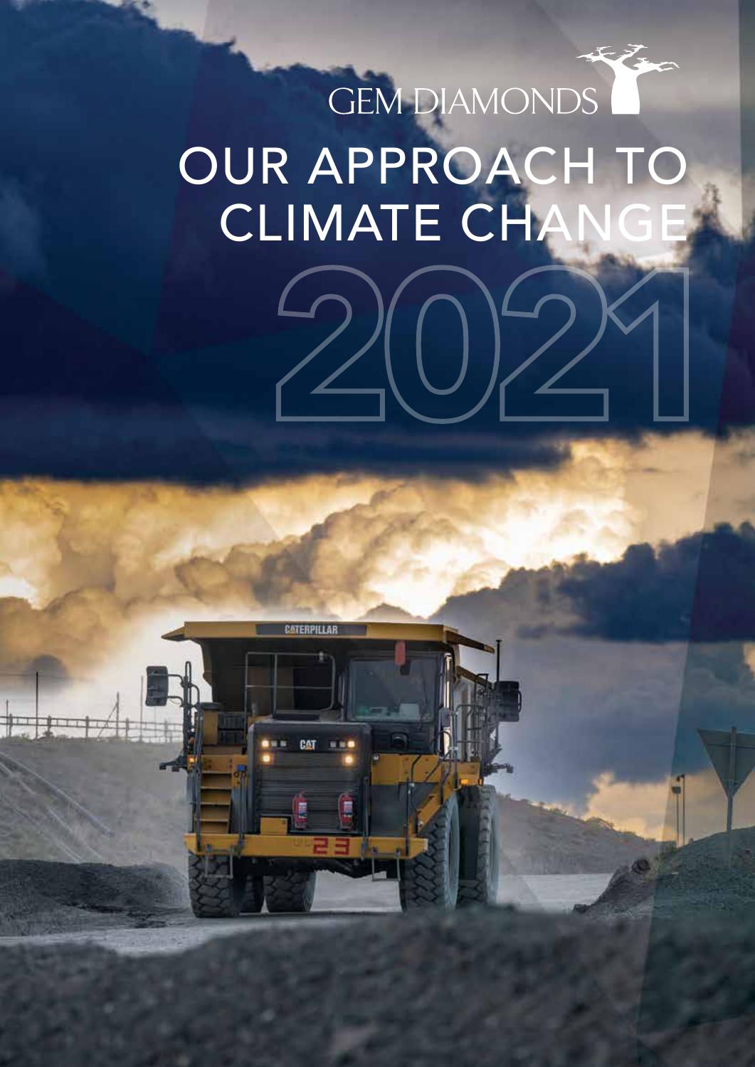GEM DIAMONDS

# OUR APPROACH TO CLIMATE CHANGE

# 2021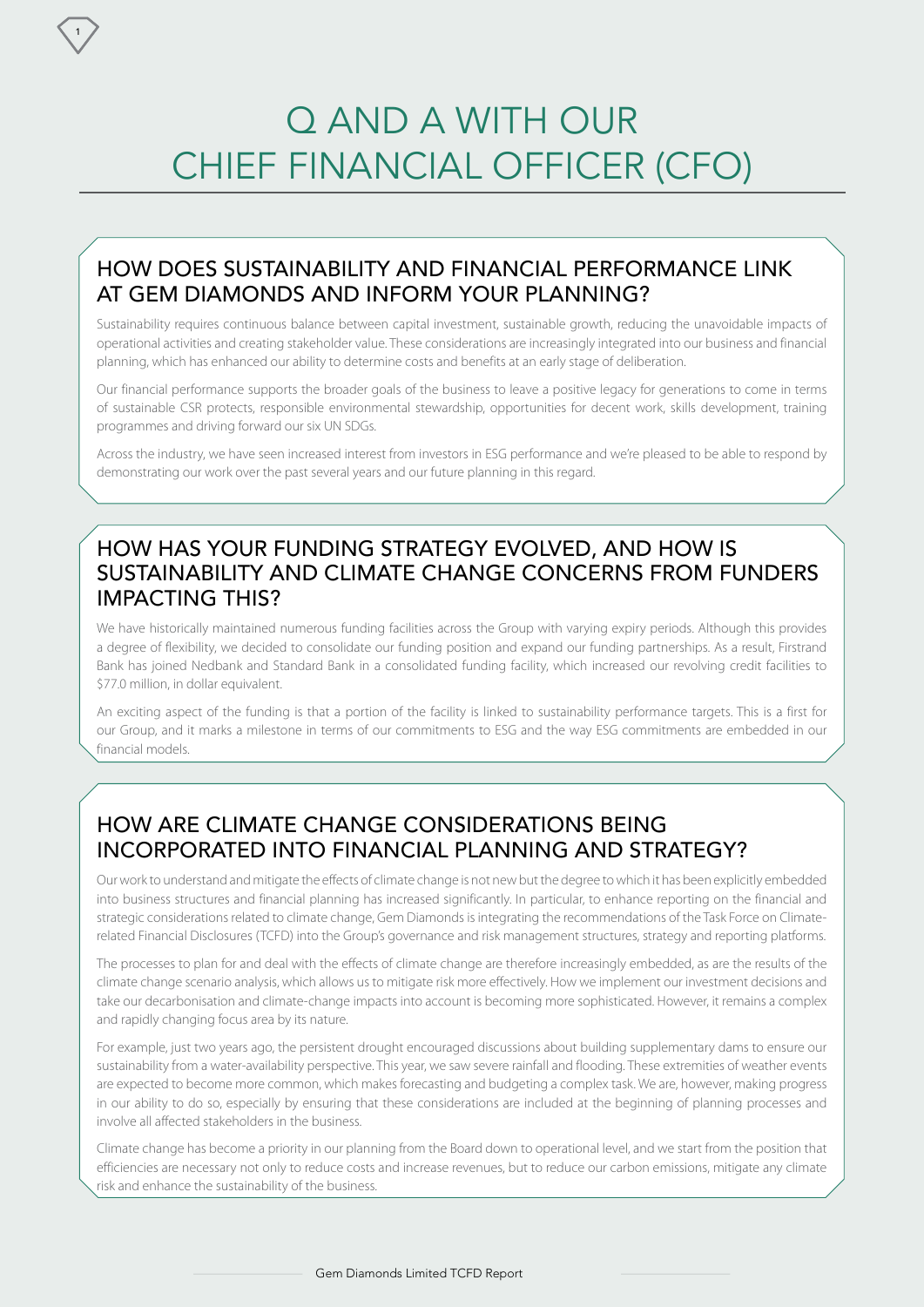# Q AND A WITH OUR CHIEF FINANCIAL OFFICER (CFO)

## HOW DOES SUSTAINABILITY AND FINANCIAL PERFORMANCE LINK AT GEM DIAMONDS AND INFORM YOUR PLANNING?

Sustainability requires continuous balance between capital investment, sustainable growth, reducing the unavoidable impacts of operational activities and creating stakeholder value. These considerations are increasingly integrated into our business and financial planning, which has enhanced our ability to determine costs and benefits at an early stage of deliberation.

Our financial performance supports the broader goals of the business to leave a positive legacy for generations to come in terms of sustainable CSR protects, responsible environmental stewardship, opportunities for decent work, skills development, training programmes and driving forward our six UN SDGs.

Across the industry, we have seen increased interest from investors in ESG performance and we're pleased to be able to respond by demonstrating our work over the past several years and our future planning in this regard.

## HOW HAS YOUR FUNDING STRATEGY EVOLVED, AND HOW IS SUSTAINABILITY AND CLIMATE CHANGE CONCERNS FROM FUNDERS IMPACTING THIS?

We have historically maintained numerous funding facilities across the Group with varying expiry periods. Although this provides a degree of flexibility, we decided to consolidate our funding position and expand our funding partnerships. As a result, Firstrand Bank has joined Nedbank and Standard Bank in a consolidated funding facility, which increased our revolving credit facilities to $77.0 million, in dollar equivalent.

An exciting aspect of the funding is that a portion of the facility is linked to sustainability performance targets. This is a first for our Group, and it marks a milestone in terms of our commitments to ESG and the way ESG commitments are embedded in our financial models.

## HOW ARE CLIMATE CHANGE CONSIDERATIONS BEING INCORPORATED INTO FINANCIAL PLANNING AND STRATEGY?

Our work to understand and mitigate the effects of climate change is not new but the degree to which it has been explicitly embedded into business structures and financial planning has increased significantly. In particular, to enhance reporting on the financial and strategic considerations related to climate change, Gem Diamonds is integrating the recommendations of the Task Force on Climate-related Financial Disclosures (TCFD) into the Group's governance and risk management structures, strategy and reporting platforms.

The processes to plan for and deal with the effects of climate change are therefore increasingly embedded, as are the results of the climate change scenario analysis, which allows us to mitigate risk more effectively. How we implement our investment decisions and take our decarbonisation and climate-change impacts into account is becoming more sophisticated. However, it remains a complex and rapidly changing focus area by its nature.

For example, just two years ago, the persistent drought encouraged discussions about building supplementary dams to ensure our sustainability from a water-availability perspective. This year, we saw severe rainfall and flooding. These extremities of weather events are expected to become more common, which makes forecasting and budgeting a complex task. We are, however, making progress in our ability to do so, especially by ensuring that these considerations are included at the beginning of planning processes and involve all affected stakeholders in the business.

Climate change has become a priority in our planning from the Board down to operational level, and we start from the position that efficiencies are necessary not only to reduce costs and increase revenues, but to reduce our carbon emissions, mitigate any climate risk and enhance the sustainability of the business.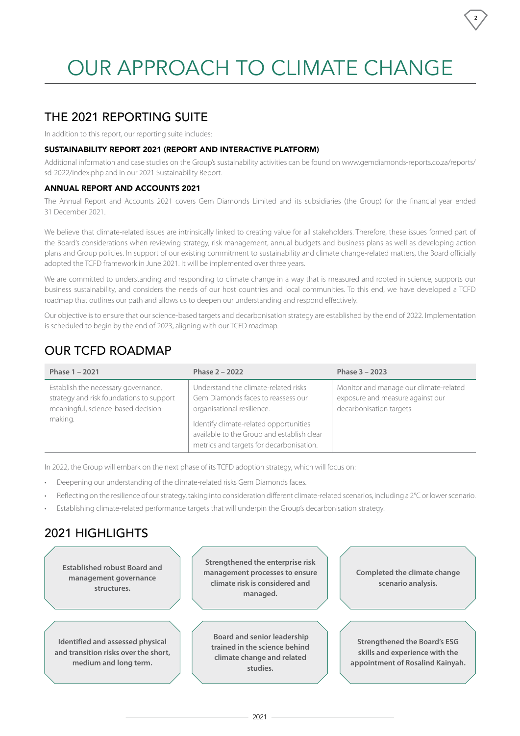# OUR APPROACH TO CLIMATE CHANGE

## THE 2021 REPORTING SUITE

In addition to this report, our reporting suite includes:

### SUSTAINABILITY REPORT 2021 (REPORT AND INTERACTIVE PLATFORM)

Additional information and case studies on the Group's sustainability activities can be found on www.gemdiamonds-reports.co.za/reports/sd-2022/index.php and in our 2021 Sustainability Report.

### ANNUAL REPORT AND ACCOUNTS 2021

The Annual Report and Accounts 2021 covers Gem Diamonds Limited and its subsidiaries (the Group) for the financial year ended 31 December 2021.

We believe that climate-related issues are intrinsically linked to creating value for all stakeholders. Therefore, these issues formed part of the Board's considerations when reviewing strategy, risk management, annual budgets and business plans as well as developing action plans and Group policies. In support of our existing commitment to sustainability and climate change-related matters, the Board officially adopted the TCFD framework in June 2021. It will be implemented over three years.

We are committed to understanding and responding to climate change in a way that is measured and rooted in science, supports our business sustainability, and considers the needs of our host countries and local communities. To this end, we have developed a TCFD roadmap that outlines our path and allows us to deepen our understanding and respond effectively.

Our objective is to ensure that our science-based targets and decarbonisation strategy are established by the end of 2022. Implementation is scheduled to begin by the end of 2023, aligning with our TCFD roadmap.

## OUR TCFD ROADMAP

| Phase 1 – 2021 | Phase 2 – 2022 | Phase 3 – 2023 |
|---|---|---|
| Establish the necessary governance, strategy and risk foundations to support meaningful, science-based decision-making. | Understand the climate-related risks Gem Diamonds faces to reassess our organisational resilience.<br>Identify climate-related opportunities available to the Group and establish clear metrics and targets for decarbonisation. | Monitor and manage our climate-related exposure and measure against our decarbonisation targets. |

In 2022, the Group will embark on the next phase of its TCFD adoption strategy, which will focus on:

- Deepening our understanding of the climate-related risks Gem Diamonds faces.
- Reflecting on the resilience of our strategy, taking into consideration different climate-related scenarios, including a 2°C or lower scenario.
- Establishing climate-related performance targets that will underpin the Group's decarbonisation strategy.

## 2021 HIGHLIGHTS

- **Established robust Board and management governance structures.**
- **Strengthened the enterprise risk management processes to ensure climate risk is considered and managed.**
- **Completed the climate change scenario analysis.**
- **Identified and assessed physical and transition risks over the short, medium and long term.**
- **Board and senior leadership trained in the science behind climate change and related studies.**
- **Strengthened the Board's ESG skills and experience with the appointment of Rosalind Kainyah.**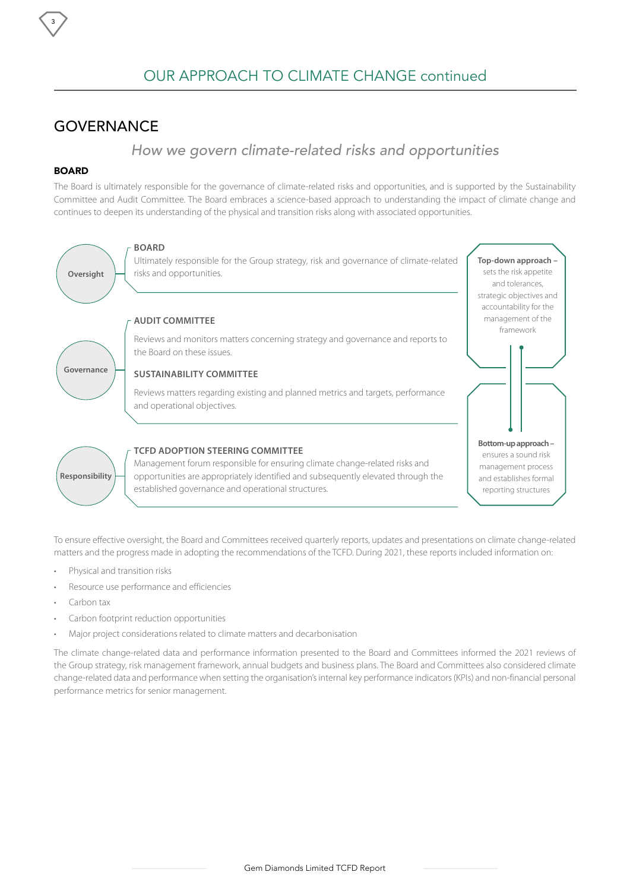# OUR APPROACH TO CLIMATE CHANGE continued

## GOVERNANCE

*How we govern climate-related risks and opportunities*

**BOARD**

The Board is ultimately responsible for the governance of climate-related risks and opportunities, and is supported by the Sustainability Committee and Audit Committee. The Board embraces a science-based approach to understanding the impact of climate change and continues to deepen its understanding of the physical and transition risks along with associated opportunities.

**Oversight**

**BOARD**

Ultimately responsible for the Group strategy, risk and governance of climate-related risks and opportunities.

**Governance**

**AUDIT COMMITTEE**

Reviews and monitors matters concerning strategy and governance and reports to the Board on these issues.

**SUSTAINABILITY COMMITTEE**

Reviews matters regarding existing and planned metrics and targets, performance and operational objectives.

**Responsibility**

**TCFD ADOPTION STEERING COMMITTEE**

Management forum responsible for ensuring climate change-related risks and opportunities are appropriately identified and subsequently elevated through the established governance and operational structures.

**Top-down approach** – sets the risk appetite and tolerances, strategic objectives and accountability for the management of the framework

**Bottom-up approach** – ensures a sound risk management process and establishes formal reporting structures

To ensure effective oversight, the Board and Committees received quarterly reports, updates and presentations on climate change-related matters and the progress made in adopting the recommendations of the TCFD. During 2021, these reports included information on:

- Physical and transition risks
- Resource use performance and efficiencies
- Carbon tax
- Carbon footprint reduction opportunities
- Major project considerations related to climate matters and decarbonisation

The climate change-related data and performance information presented to the Board and Committees informed the 2021 reviews of the Group strategy, risk management framework, annual budgets and business plans. The Board and Committees also considered climate change-related data and performance when setting the organisation's internal key performance indicators (KPIs) and non-financial personal performance metrics for senior management.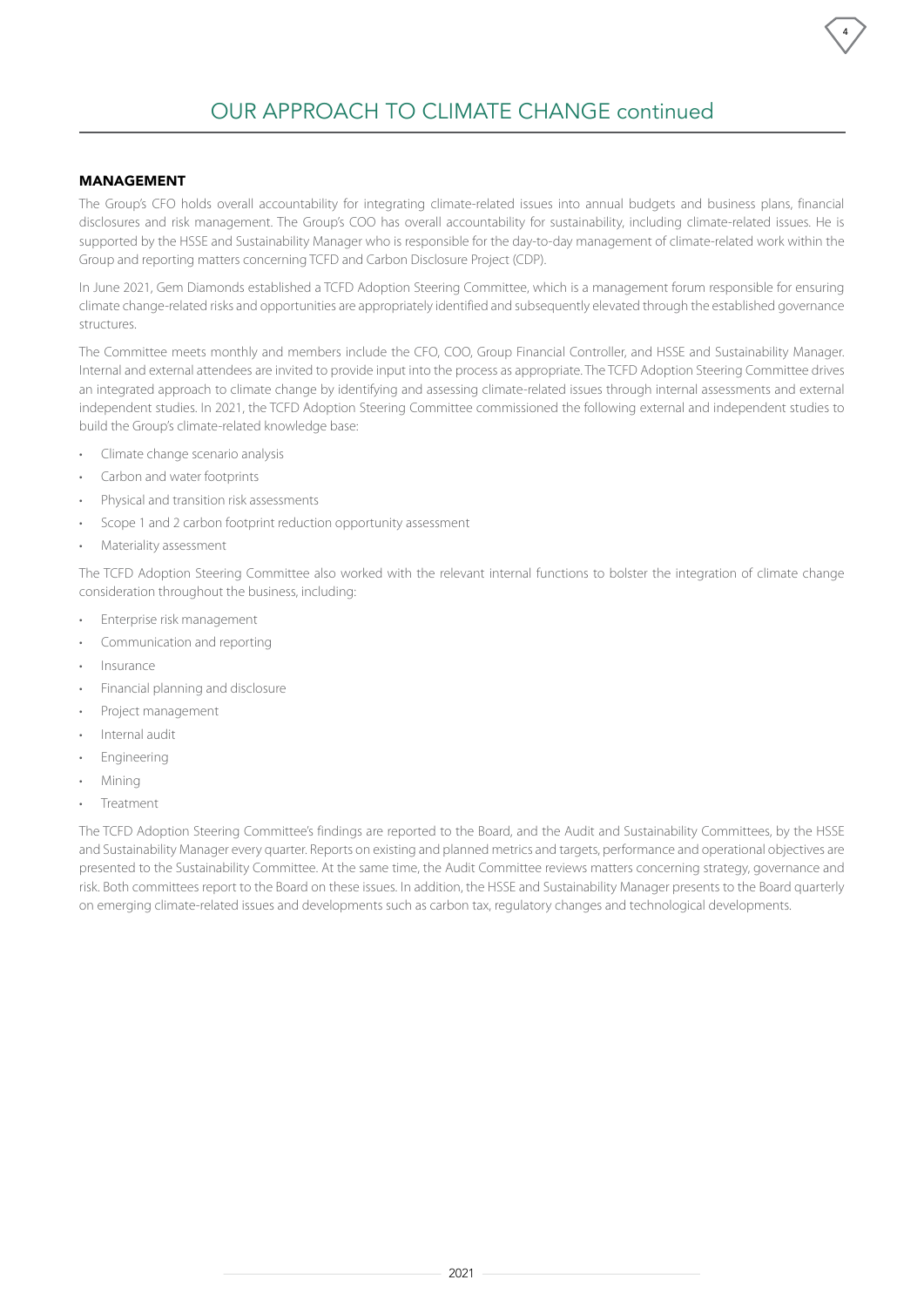# OUR APPROACH TO CLIMATE CHANGE continued

## MANAGEMENT

The Group's CFO holds overall accountability for integrating climate-related issues into annual budgets and business plans, financial disclosures and risk management. The Group's COO has overall accountability for sustainability, including climate-related issues. He is supported by the HSSE and Sustainability Manager who is responsible for the day-to-day management of climate-related work within the Group and reporting matters concerning TCFD and Carbon Disclosure Project (CDP).

In June 2021, Gem Diamonds established a TCFD Adoption Steering Committee, which is a management forum responsible for ensuring climate change-related risks and opportunities are appropriately identified and subsequently elevated through the established governance structures.

The Committee meets monthly and members include the CFO, COO, Group Financial Controller, and HSSE and Sustainability Manager. Internal and external attendees are invited to provide input into the process as appropriate. The TCFD Adoption Steering Committee drives an integrated approach to climate change by identifying and assessing climate-related issues through internal assessments and external independent studies. In 2021, the TCFD Adoption Steering Committee commissioned the following external and independent studies to build the Group's climate-related knowledge base:

- Climate change scenario analysis
- Carbon and water footprints
- Physical and transition risk assessments
- Scope 1 and 2 carbon footprint reduction opportunity assessment
- Materiality assessment

The TCFD Adoption Steering Committee also worked with the relevant internal functions to bolster the integration of climate change consideration throughout the business, including:

- Enterprise risk management
- Communication and reporting
- Insurance
- Financial planning and disclosure
- Project management
- Internal audit
- Engineering
- Mining
- Treatment

The TCFD Adoption Steering Committee's findings are reported to the Board, and the Audit and Sustainability Committees, by the HSSE and Sustainability Manager every quarter. Reports on existing and planned metrics and targets, performance and operational objectives are presented to the Sustainability Committee. At the same time, the Audit Committee reviews matters concerning strategy, governance and risk. Both committees report to the Board on these issues. In addition, the HSSE and Sustainability Manager presents to the Board quarterly on emerging climate-related issues and developments such as carbon tax, regulatory changes and technological developments.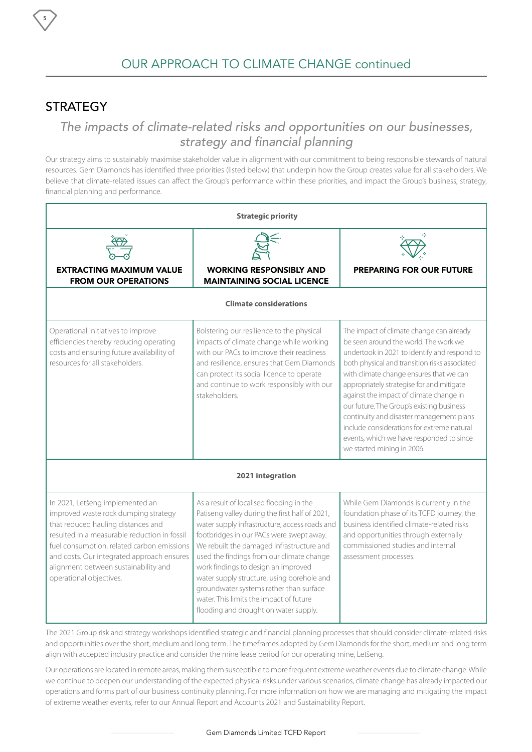# OUR APPROACH TO CLIMATE CHANGE continued

## STRATEGY

### *The impacts of climate-related risks and opportunities on our businesses, strategy and financial planning*

Our strategy aims to sustainably maximise stakeholder value in alignment with our commitment to being responsible stewards of natural resources. Gem Diamonds has identified three priorities (listed below) that underpin how the Group creates value for all stakeholders. We believe that climate-related issues can affect the Group's performance within these priorities, and impact the Group's business, strategy, financial planning and performance.

| Strategic priority | | |
|---|---|---|
| **EXTRACTING MAXIMUM VALUE FROM OUR OPERATIONS** | **WORKING RESPONSIBLY AND MAINTAINING SOCIAL LICENCE** | **PREPARING FOR OUR FUTURE** |
| **Climate considerations** | | |
| Operational initiatives to improve efficiencies thereby reducing operating costs and ensuring future availability of resources for all stakeholders. | Bolstering our resilience to the physical impacts of climate change while working with our PACs to improve their readiness and resilience, ensures that Gem Diamonds can protect its social licence to operate and continue to work responsibly with our stakeholders. | The impact of climate change can already be seen around the world. The work we undertook in 2021 to identify and respond to both physical and transition risks associated with climate change ensures that we can appropriately strategise for and mitigate against the impact of climate change in our future. The Group's existing business continuity and disaster management plans include considerations for extreme natural events, which we have responded to since we started mining in 2006. |
| **2021 integration** | | |
| In 2021, Letšeng implemented an improved waste rock dumping strategy that reduced hauling distances and resulted in a measurable reduction in fossil fuel consumption, related carbon emissions and costs. Our integrated approach ensures alignment between sustainability and operational objectives. | As a result of localised flooding in the Patiseng valley during the first half of 2021, water supply infrastructure, access roads and footbridges in our PACs were swept away. We rebuilt the damaged infrastructure and used the findings from our climate change work findings to design an improved water supply structure, using borehole and groundwater systems rather than surface water. This limits the impact of future flooding and drought on water supply. | While Gem Diamonds is currently in the foundation phase of its TCFD journey, the business identified climate-related risks and opportunities through externally commissioned studies and internal assessment processes. |

The 2021 Group risk and strategy workshops identified strategic and financial planning processes that should consider climate-related risks and opportunities over the short, medium and long term. The timeframes adopted by Gem Diamonds for the short, medium and long term align with accepted industry practice and consider the mine lease period for our operating mine, Letšeng.

Our operations are located in remote areas, making them susceptible to more frequent extreme weather events due to climate change. While we continue to deepen our understanding of the expected physical risks under various scenarios, climate change has already impacted our operations and forms part of our business continuity planning. For more information on how we are managing and mitigating the impact of extreme weather events, refer to our Annual Report and Accounts 2021 and Sustainability Report.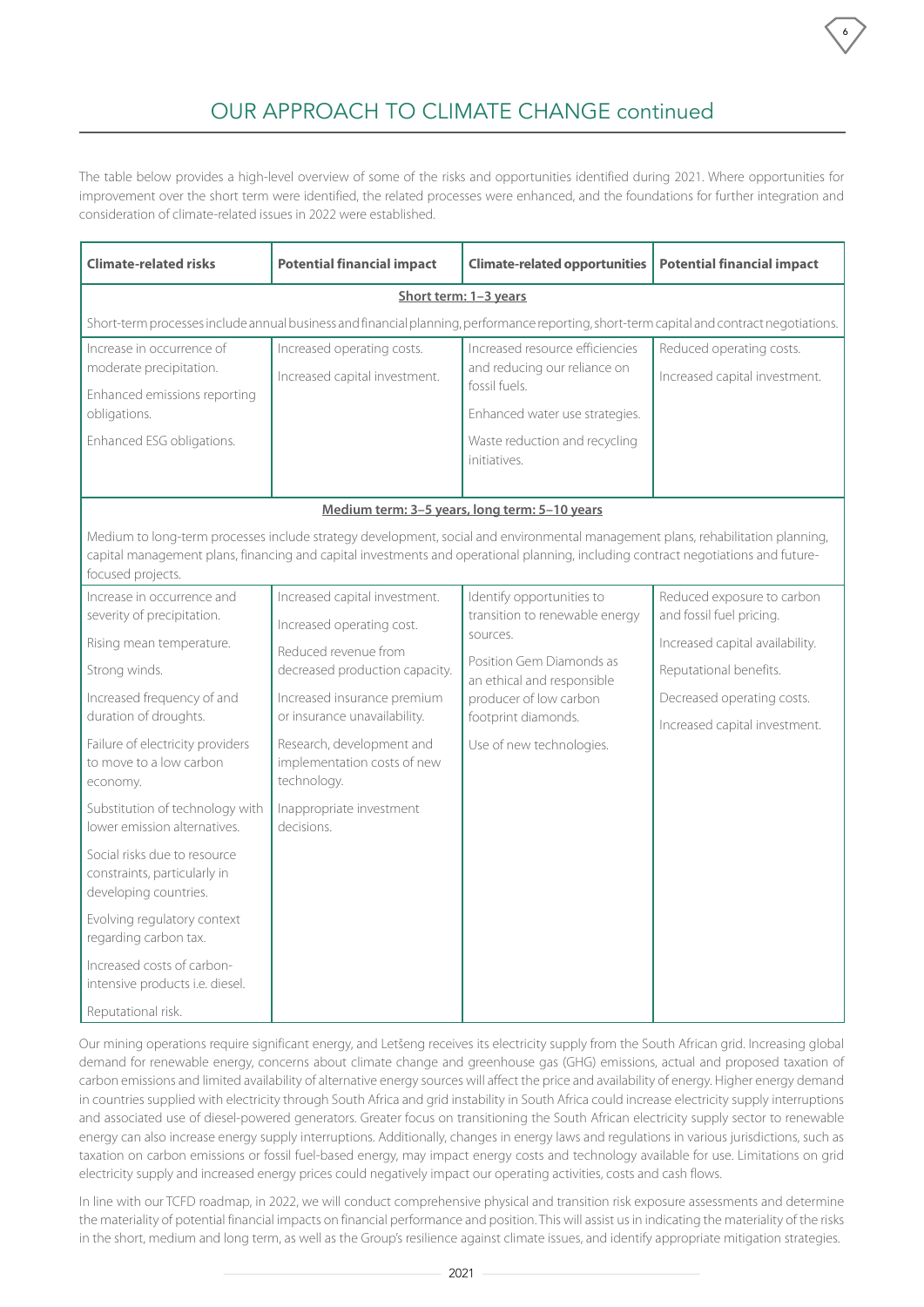# OUR APPROACH TO CLIMATE CHANGE continued

The table below provides a high-level overview of some of the risks and opportunities identified during 2021. Where opportunities for improvement over the short term were identified, the related processes were enhanced, and the foundations for further integration and consideration of climate-related issues in 2022 were established.

| Climate-related risks | Potential financial impact | Climate-related opportunities | Potential financial impact |
|---|---|---|---|
| **Short term: 1–3 years** | | | |
| Short-term processes include annual business and financial planning, performance reporting, short-term capital and contract negotiations. | | | |
| Increase in occurrence of moderate precipitation.<br>Enhanced emissions reporting obligations.<br>Enhanced ESG obligations. | Increased operating costs.<br>Increased capital investment. | Increased resource efficiencies and reducing our reliance on fossil fuels.<br>Enhanced water use strategies.<br>Waste reduction and recycling initiatives. | Reduced operating costs.<br>Increased capital investment. |
| **Medium term: 3–5 years, long term: 5–10 years** | | | |
| Medium to long-term processes include strategy development, social and environmental management plans, rehabilitation planning, capital management plans, financing and capital investments and operational planning, including contract negotiations and future-focused projects. | | | |
| Increase in occurrence and severity of precipitation.<br>Rising mean temperature.<br>Strong winds.<br>Increased frequency of and duration of droughts.<br>Failure of electricity providers to move to a low carbon economy.<br>Substitution of technology with lower emission alternatives.<br>Social risks due to resource constraints, particularly in developing countries.<br>Evolving regulatory context regarding carbon tax.<br>Increased costs of carbon-intensive products i.e. diesel.<br>Reputational risk. | Increased capital investment.<br>Increased operating cost.<br>Reduced revenue from decreased production capacity.<br>Increased insurance premium or insurance unavailability.<br>Research, development and implementation costs of new technology.<br>Inappropriate investment decisions. | Identify opportunities to transition to renewable energy sources.<br>Position Gem Diamonds as an ethical and responsible producer of low carbon footprint diamonds.<br>Use of new technologies. | Reduced exposure to carbon and fossil fuel pricing.<br>Increased capital availability.<br>Reputational benefits.<br>Decreased operating costs.<br>Increased capital investment. |

Our mining operations require significant energy, and Letšeng receives its electricity supply from the South African grid. Increasing global demand for renewable energy, concerns about climate change and greenhouse gas (GHG) emissions, actual and proposed taxation of carbon emissions and limited availability of alternative energy sources will affect the price and availability of energy. Higher energy demand in countries supplied with electricity through South Africa and grid instability in South Africa could increase electricity supply interruptions and associated use of diesel-powered generators. Greater focus on transitioning the South African electricity supply sector to renewable energy can also increase energy supply interruptions. Additionally, changes in energy laws and regulations in various jurisdictions, such as taxation on carbon emissions or fossil fuel-based energy, may impact energy costs and technology available for use. Limitations on grid electricity supply and increased energy prices could negatively impact our operating activities, costs and cash flows.

In line with our TCFD roadmap, in 2022, we will conduct comprehensive physical and transition risk exposure assessments and determine the materiality of potential financial impacts on financial performance and position. This will assist us in indicating the materiality of the risks in the short, medium and long term, as well as the Group's resilience against climate issues, and identify appropriate mitigation strategies.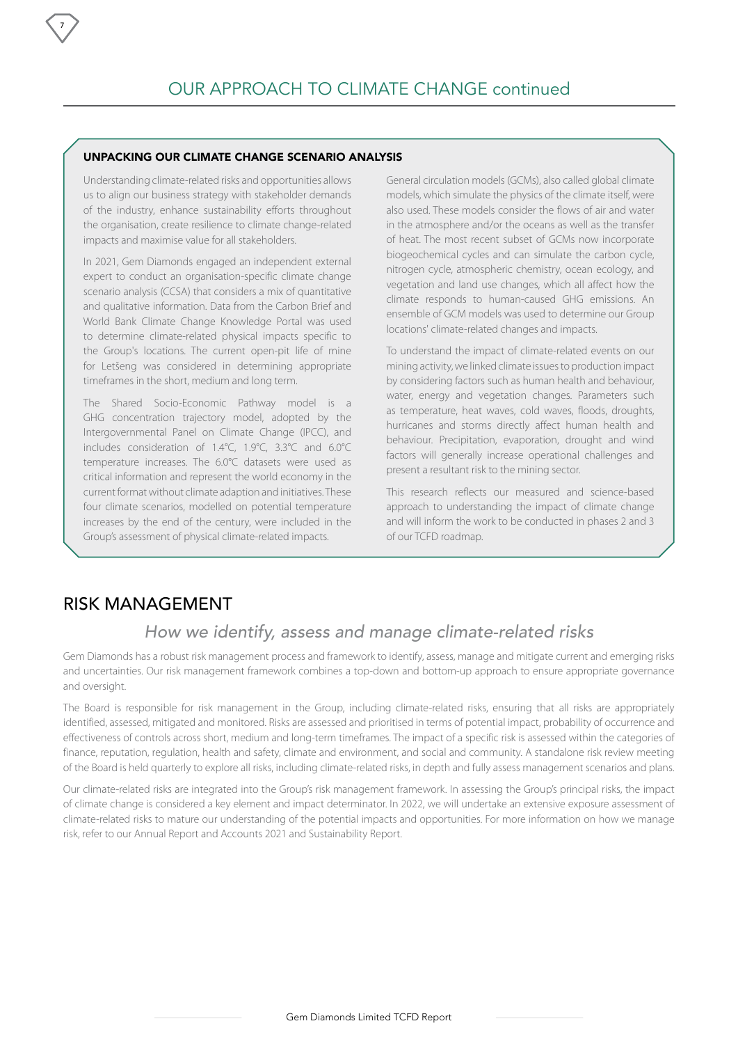# OUR APPROACH TO CLIMATE CHANGE continued

### UNPACKING OUR CLIMATE CHANGE SCENARIO ANALYSIS

Understanding climate-related risks and opportunities allows us to align our business strategy with stakeholder demands of the industry, enhance sustainability efforts throughout the organisation, create resilience to climate change-related impacts and maximise value for all stakeholders.

In 2021, Gem Diamonds engaged an independent external expert to conduct an organisation-specific climate change scenario analysis (CCSA) that considers a mix of quantitative and qualitative information. Data from the Carbon Brief and World Bank Climate Change Knowledge Portal was used to determine climate-related physical impacts specific to the Group's locations. The current open-pit life of mine for Letšeng was considered in determining appropriate timeframes in the short, medium and long term.

The Shared Socio-Economic Pathway model is a GHG concentration trajectory model, adopted by the Intergovernmental Panel on Climate Change (IPCC), and includes consideration of 1.4°C, 1.9°C, 3.3°C and 6.0°C temperature increases. The 6.0°C datasets were used as critical information and represent the world economy in the current format without climate adaption and initiatives. These four climate scenarios, modelled on potential temperature increases by the end of the century, were included in the Group's assessment of physical climate-related impacts.

General circulation models (GCMs), also called global climate models, which simulate the physics of the climate itself, were also used. These models consider the flows of air and water in the atmosphere and/or the oceans as well as the transfer of heat. The most recent subset of GCMs now incorporate biogeochemical cycles and can simulate the carbon cycle, nitrogen cycle, atmospheric chemistry, ocean ecology, and vegetation and land use changes, which all affect how the climate responds to human-caused GHG emissions. An ensemble of GCM models was used to determine our Group locations' climate-related changes and impacts.

To understand the impact of climate-related events on our mining activity, we linked climate issues to production impact by considering factors such as human health and behaviour, water, energy and vegetation changes. Parameters such as temperature, heat waves, cold waves, floods, droughts, hurricanes and storms directly affect human health and behaviour. Precipitation, evaporation, drought and wind factors will generally increase operational challenges and present a resultant risk to the mining sector.

This research reflects our measured and science-based approach to understanding the impact of climate change and will inform the work to be conducted in phases 2 and 3 of our TCFD roadmap.

## RISK MANAGEMENT

### *How we identify, assess and manage climate-related risks*

Gem Diamonds has a robust risk management process and framework to identify, assess, manage and mitigate current and emerging risks and uncertainties. Our risk management framework combines a top-down and bottom-up approach to ensure appropriate governance and oversight.

The Board is responsible for risk management in the Group, including climate-related risks, ensuring that all risks are appropriately identified, assessed, mitigated and monitored. Risks are assessed and prioritised in terms of potential impact, probability of occurrence and effectiveness of controls across short, medium and long-term timeframes. The impact of a specific risk is assessed within the categories of finance, reputation, regulation, health and safety, climate and environment, and social and community. A standalone risk review meeting of the Board is held quarterly to explore all risks, including climate-related risks, in depth and fully assess management scenarios and plans.

Our climate-related risks are integrated into the Group's risk management framework. In assessing the Group's principal risks, the impact of climate change is considered a key element and impact determinator. In 2022, we will undertake an extensive exposure assessment of climate-related risks to mature our understanding of the potential impacts and opportunities. For more information on how we manage risk, refer to our Annual Report and Accounts 2021 and Sustainability Report.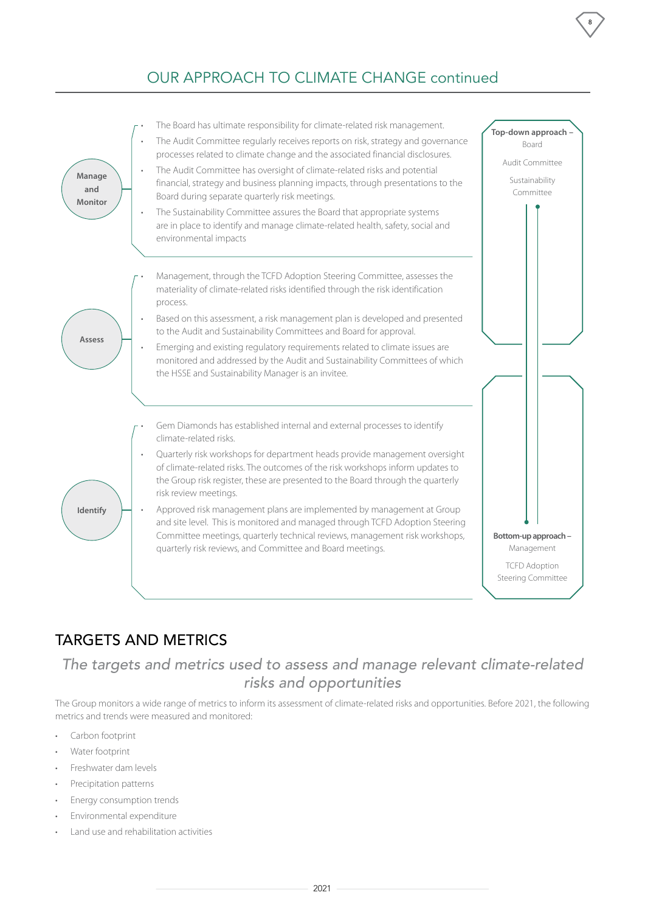## OUR APPROACH TO CLIMATE CHANGE continued

**Manage and Monitor**

- The Board has ultimate responsibility for climate-related risk management.
- The Audit Committee regularly receives reports on risk, strategy and governance processes related to climate change and the associated financial disclosures.
- The Audit Committee has oversight of climate-related risks and potential financial, strategy and business planning impacts, through presentations to the Board during separate quarterly risk meetings.
- The Sustainability Committee assures the Board that appropriate systems are in place to identify and manage climate-related health, safety, social and environmental impacts

**Assess**

- Management, through the TCFD Adoption Steering Committee, assesses the materiality of climate-related risks identified through the risk identification process.
- Based on this assessment, a risk management plan is developed and presented to the Audit and Sustainability Committees and Board for approval.
- Emerging and existing regulatory requirements related to climate issues are monitored and addressed by the Audit and Sustainability Committees of which the HSSE and Sustainability Manager is an invitee.

**Identify**

- Gem Diamonds has established internal and external processes to identify climate-related risks.
- Quarterly risk workshops for department heads provide management oversight of climate-related risks. The outcomes of the risk workshops inform updates to the Group risk register, these are presented to the Board through the quarterly risk review meetings.
- Approved risk management plans are implemented by management at Group and site level. This is monitored and managed through TCFD Adoption Steering Committee meetings, quarterly technical reviews, management risk workshops, quarterly risk reviews, and Committee and Board meetings.

**Top-down approach –** Board, Audit Committee, Sustainability Committee

**Bottom-up approach –** Management, TCFD Adoption Steering Committee

## TARGETS AND METRICS

### *The targets and metrics used to assess and manage relevant climate-related risks and opportunities*

The Group monitors a wide range of metrics to inform its assessment of climate-related risks and opportunities. Before 2021, the following metrics and trends were measured and monitored:

- Carbon footprint
- Water footprint
- Freshwater dam levels
- Precipitation patterns
- Energy consumption trends
- Environmental expenditure
- Land use and rehabilitation activities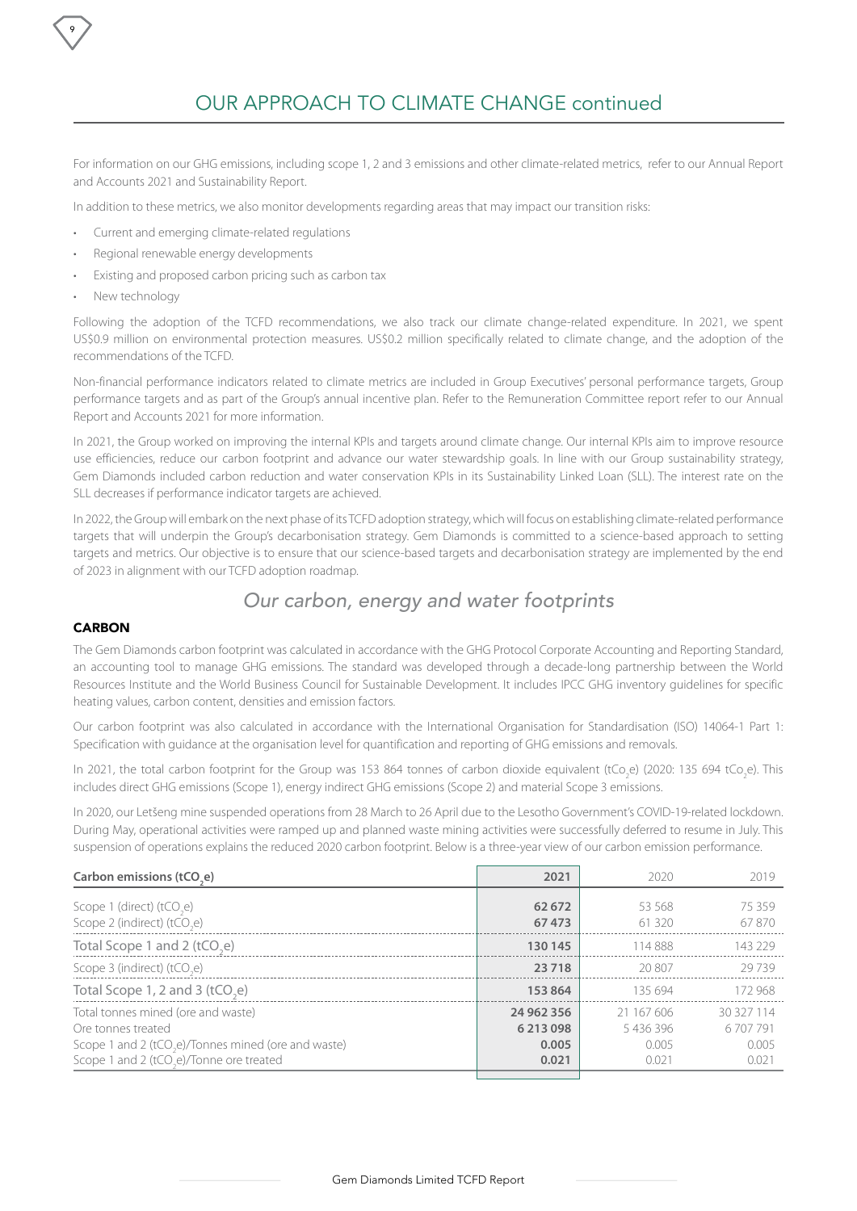# OUR APPROACH TO CLIMATE CHANGE continued

For information on our GHG emissions, including scope 1, 2 and 3 emissions and other climate-related metrics, refer to our Annual Report and Accounts 2021 and Sustainability Report.

In addition to these metrics, we also monitor developments regarding areas that may impact our transition risks:

- Current and emerging climate-related regulations
- Regional renewable energy developments
- Existing and proposed carbon pricing such as carbon tax
- New technology

Following the adoption of the TCFD recommendations, we also track our climate change-related expenditure. In 2021, we spent US$0.9 million on environmental protection measures. US$0.2 million specifically related to climate change, and the adoption of the recommendations of the TCFD.

Non-financial performance indicators related to climate metrics are included in Group Executives' personal performance targets, Group performance targets and as part of the Group's annual incentive plan. Refer to the Remuneration Committee report refer to our Annual Report and Accounts 2021 for more information.

In 2021, the Group worked on improving the internal KPIs and targets around climate change. Our internal KPIs aim to improve resource use efficiencies, reduce our carbon footprint and advance our water stewardship goals. In line with our Group sustainability strategy, Gem Diamonds included carbon reduction and water conservation KPIs in its Sustainability Linked Loan (SLL). The interest rate on the SLL decreases if performance indicator targets are achieved.

In 2022, the Group will embark on the next phase of its TCFD adoption strategy, which will focus on establishing climate-related performance targets that will underpin the Group's decarbonisation strategy. Gem Diamonds is committed to a science-based approach to setting targets and metrics. Our objective is to ensure that our science-based targets and decarbonisation strategy are implemented by the end of 2023 in alignment with our TCFD adoption roadmap.

## *Our carbon, energy and water footprints*

### CARBON

The Gem Diamonds carbon footprint was calculated in accordance with the GHG Protocol Corporate Accounting and Reporting Standard, an accounting tool to manage GHG emissions. The standard was developed through a decade-long partnership between the World Resources Institute and the World Business Council for Sustainable Development. It includes IPCC GHG inventory guidelines for specific heating values, carbon content, densities and emission factors.

Our carbon footprint was also calculated in accordance with the International Organisation for Standardisation (ISO) 14064-1 Part 1: Specification with guidance at the organisation level for quantification and reporting of GHG emissions and removals.

In 2021, the total carbon footprint for the Group was 153 864 tonnes of carbon dioxide equivalent ($tCo_2e$) (2020: 135 694 $tCo_2e$). This includes direct GHG emissions (Scope 1), energy indirect GHG emissions (Scope 2) and material Scope 3 emissions.

In 2020, our Letšeng mine suspended operations from 28 March to 26 April due to the Lesotho Government's COVID-19-related lockdown. During May, operational activities were ramped up and planned waste mining activities were successfully deferred to resume in July. This suspension of operations explains the reduced 2020 carbon footprint. Below is a three-year view of our carbon emission performance.

| Carbon emissions ($tCO_2e$) | 2021 | 2020 | 2019 |
|---|---|---|---|
| Scope 1 (direct) ($tCO_2e$) | **62 672** | 53 568 | 75 359 |
| Scope 2 (indirect) ($tCO_2e$) | **67 473** | 61 320 | 67 870 |
| Total Scope 1 and 2 ($tCO_2e$) | **130 145** | 114 888 | 143 229 |
| Scope 3 (indirect) ($tCO_2e$) | **23 718** | 20 807 | 29 739 |
| Total Scope 1, 2 and 3 ($tCO_2e$) | **153 864** | 135 694 | 172 968 |
| Total tonnes mined (ore and waste) | **24 962 356** | 21 167 606 | 30 327 114 |
| Ore tonnes treated | **6 213 098** | 5 436 396 | 6 707 791 |
| Scope 1 and 2 ($tCO_2e$)/Tonnes mined (ore and waste) | **0.005** | 0.005 | 0.005 |
| Scope 1 and 2 ($tCO_2e$)/Tonne ore treated | **0.021** | 0.021 | 0.021 |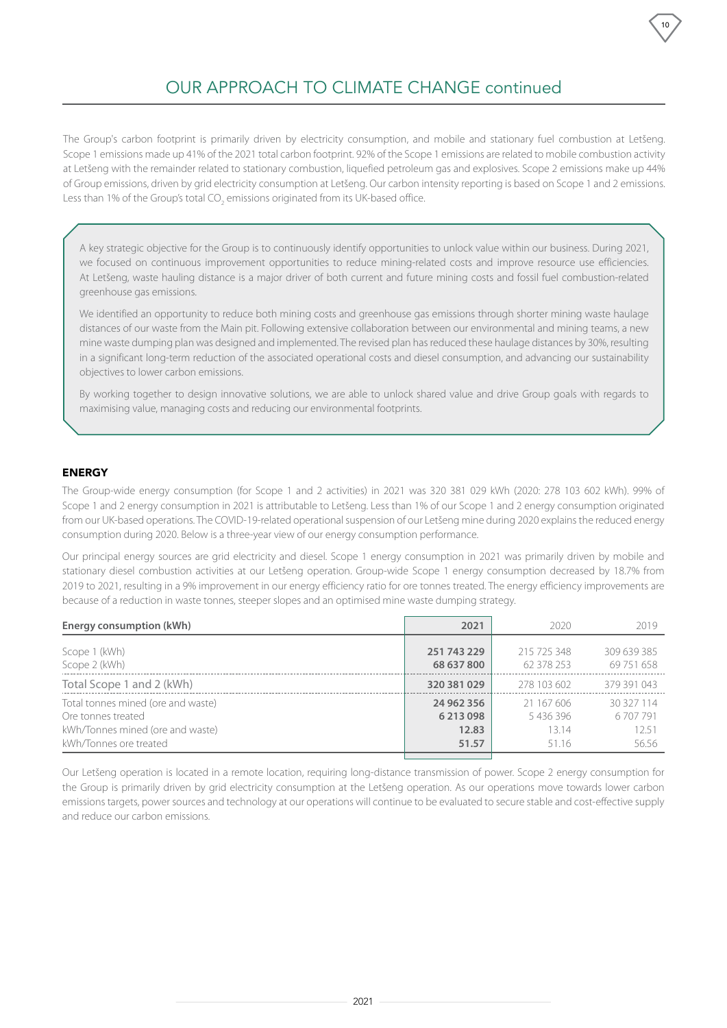# OUR APPROACH TO CLIMATE CHANGE continued

The Group's carbon footprint is primarily driven by electricity consumption, and mobile and stationary fuel combustion at Letšeng. Scope 1 emissions made up 41% of the 2021 total carbon footprint. 92% of the Scope 1 emissions are related to mobile combustion activity at Letšeng with the remainder related to stationary combustion, liquefied petroleum gas and explosives. Scope 2 emissions make up 44% of Group emissions, driven by grid electricity consumption at Letšeng. Our carbon intensity reporting is based on Scope 1 and 2 emissions. Less than 1% of the Group's total $CO_2$ emissions originated from its UK-based office.

A key strategic objective for the Group is to continuously identify opportunities to unlock value within our business. During 2021, we focused on continuous improvement opportunities to reduce mining-related costs and improve resource use efficiencies. At Letšeng, waste hauling distance is a major driver of both current and future mining costs and fossil fuel combustion-related greenhouse gas emissions.

We identified an opportunity to reduce both mining costs and greenhouse gas emissions through shorter mining waste haulage distances of our waste from the Main pit. Following extensive collaboration between our environmental and mining teams, a new mine waste dumping plan was designed and implemented. The revised plan has reduced these haulage distances by 30%, resulting in a significant long-term reduction of the associated operational costs and diesel consumption, and advancing our sustainability objectives to lower carbon emissions.

By working together to design innovative solutions, we are able to unlock shared value and drive Group goals with regards to maximising value, managing costs and reducing our environmental footprints.

## ENERGY

The Group-wide energy consumption (for Scope 1 and 2 activities) in 2021 was 320 381 029 kWh (2020: 278 103 602 kWh). 99% of Scope 1 and 2 energy consumption in 2021 is attributable to Letšeng. Less than 1% of our Scope 1 and 2 energy consumption originated from our UK-based operations. The COVID-19-related operational suspension of our Letšeng mine during 2020 explains the reduced energy consumption during 2020. Below is a three-year view of our energy consumption performance.

Our principal energy sources are grid electricity and diesel. Scope 1 energy consumption in 2021 was primarily driven by mobile and stationary diesel combustion activities at our Letšeng operation. Group-wide Scope 1 energy consumption decreased by 18.7% from 2019 to 2021, resulting in a 9% improvement in our energy efficiency ratio for ore tonnes treated. The energy efficiency improvements are because of a reduction in waste tonnes, steeper slopes and an optimised mine waste dumping strategy.

| Energy consumption (kWh) | 2021 | 2020 | 2019 |
|---|---|---|---|
| Scope 1 (kWh) | **251 743 229** | 215 725 348 | 309 639 385 |
| Scope 2 (kWh) | **68 637 800** | 62 378 253 | 69 751 658 |
| Total Scope 1 and 2 (kWh) | **320 381 029** | 278 103 602 | 379 391 043 |
| Total tonnes mined (ore and waste) | **24 962 356** | 21 167 606 | 30 327 114 |
| Ore tonnes treated | **6 213 098** | 5 436 396 | 6 707 791 |
| kWh/Tonnes mined (ore and waste) | **12.83** | 13.14 | 12.51 |
| kWh/Tonnes ore treated | **51.57** | 51.16 | 56.56 |

Our Letšeng operation is located in a remote location, requiring long-distance transmission of power. Scope 2 energy consumption for the Group is primarily driven by grid electricity consumption at the Letšeng operation. As our operations move towards lower carbon emissions targets, power sources and technology at our operations will continue to be evaluated to secure stable and cost-effective supply and reduce our carbon emissions.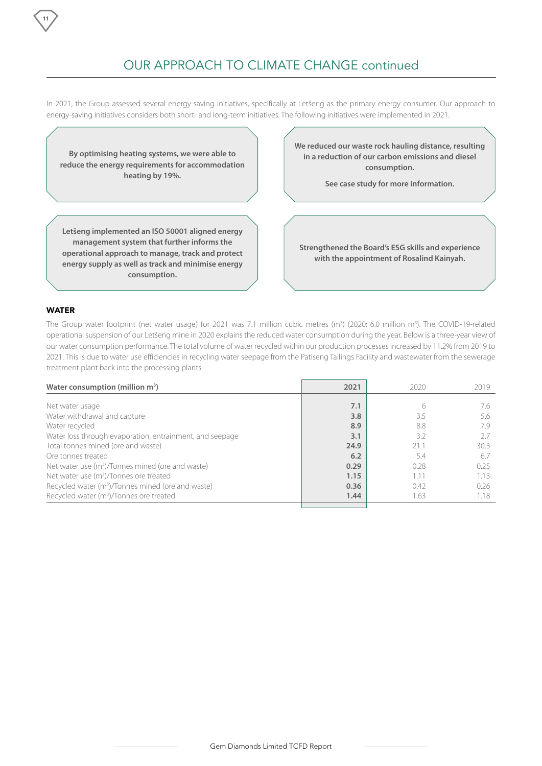# OUR APPROACH TO CLIMATE CHANGE continued

In 2021, the Group assessed several energy-saving initiatives, specifically at Letšeng as the primary energy consumer. Our approach to energy-saving initiatives considers both short- and long-term initiatives. The following initiatives were implemented in 2021.

**By optimising heating systems, we were able to reduce the energy requirements for accommodation heating by 19%.**

**We reduced our waste rock hauling distance, resulting in a reduction of our carbon emissions and diesel consumption.**

**See case study for more information.**

**Letšeng implemented an ISO 50001 aligned energy management system that further informs the operational approach to manage, track and protect energy supply as well as track and minimise energy consumption.**

**Strengthened the Board's ESG skills and experience with the appointment of Rosalind Kainyah.**

## WATER

The Group water footprint (net water usage) for 2021 was 7.1 million cubic metres (m³) (2020: 6.0 million m³). The COVID-19-related operational suspension of our Letšeng mine in 2020 explains the reduced water consumption during the year. Below is a three-year view of our water consumption performance. The total volume of water recycled within our production processes increased by 11.2% from 2019 to 2021. This is due to water use efficiencies in recycling water seepage from the Patiseng Tailings Facility and wastewater from the sewerage treatment plant back into the processing plants.

| Water consumption (million m³) | 2021 | 2020 | 2019 |
|---|---|---|---|
| Net water usage | **7.1** | 6 | 7.6 |
| Water withdrawal and capture | **3.8** | 3.5 | 5.6 |
| Water recycled | **8.9** | 8.8 | 7.9 |
| Water loss through evaporation, entrainment, and seepage | **3.1** | 3.2 | 2.7 |
| Total tonnes mined (ore and waste) | **24.9** | 21.1 | 30.3 |
| Ore tonnes treated | **6.2** | 5.4 | 6.7 |
| Net water use (m³)/Tonnes mined (ore and waste) | **0.29** | 0.28 | 0.25 |
| Net water use (m³)/Tonnes ore treated | **1.15** | 1.11 | 1.13 |
| Recycled water (m³)/Tonnes mined (ore and waste) | **0.36** | 0.42 | 0.26 |
| Recycled water (m³)/Tonnes ore treated | **1.44** | 1.63 | 1.18 |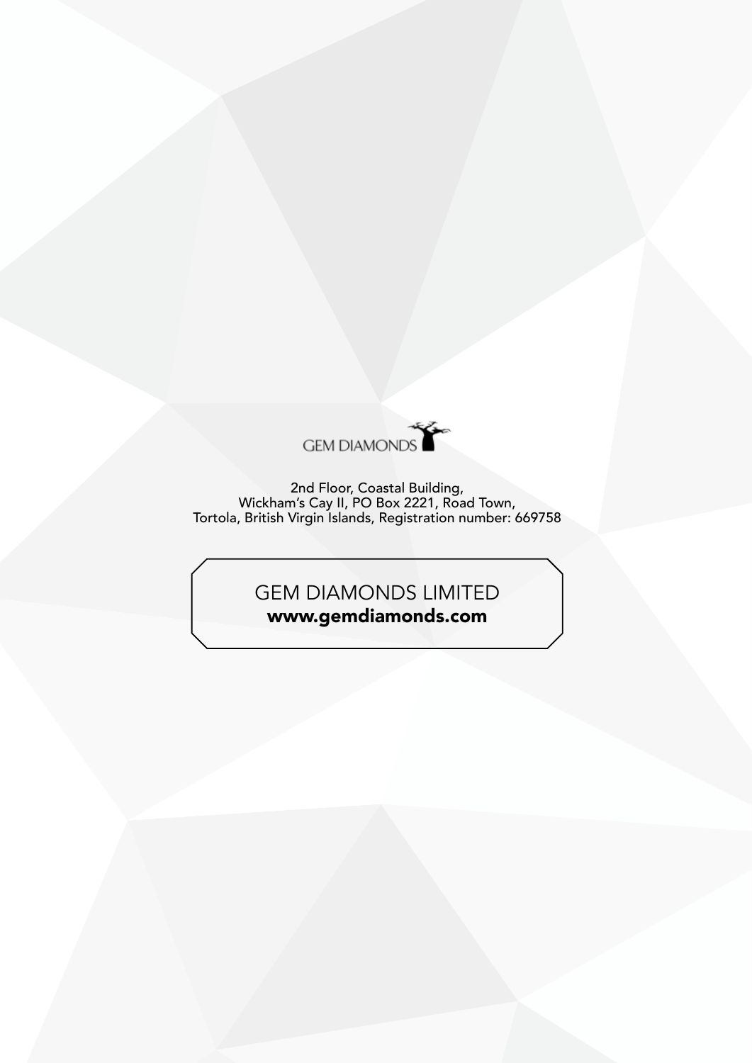GEM DIAMONDS

2nd Floor, Coastal Building,
Wickham's Cay II, PO Box 2221, Road Town,
Tortola, British Virgin Islands, Registration number: 669758

GEM DIAMONDS LIMITED
**www.gemdiamonds.com**